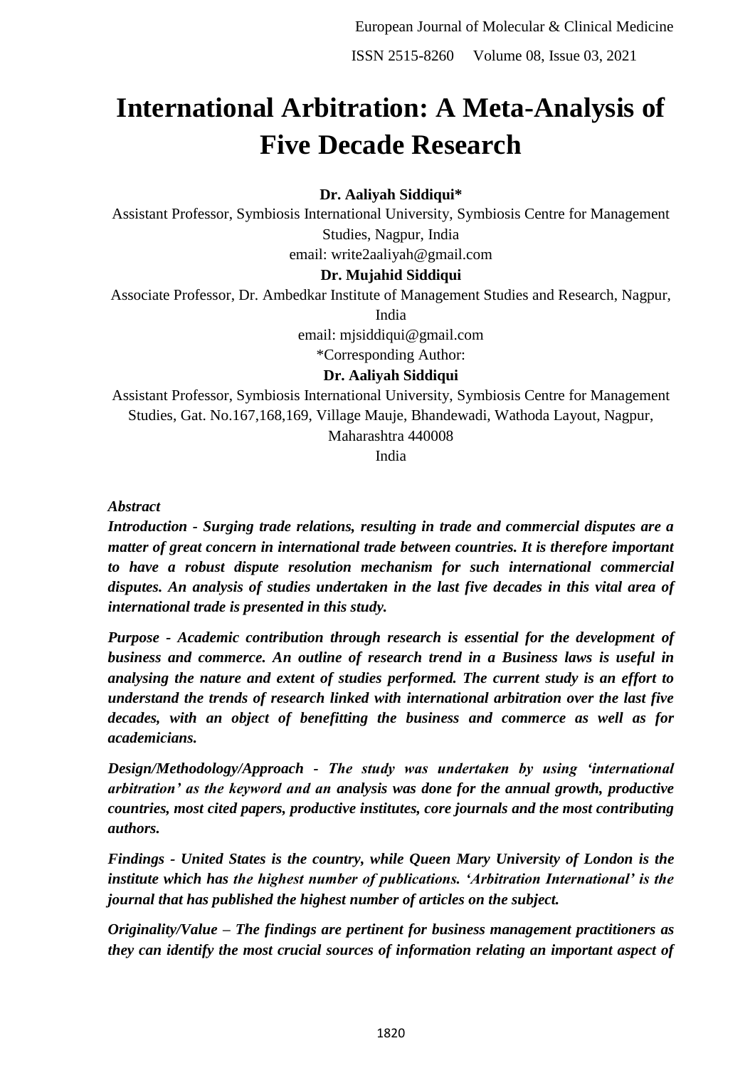# International Arbitration: A Meta-Analysis of Five Decade Research

**Dr. Aaliyah Siddiqui***

Assistant Professor, Symbiosis International University, Symbiosis Centre for Management Studies, Nagpur, India

email: write2aaliyah@gmail.com

**Dr. Mujahid Siddiqui**

Associate Professor, Dr. Ambedkar Institute of Management Studies and Research, Nagpur, India

email: mjsiddiqui@gmail.com

*Corresponding Author:

**Dr. Aaliyah Siddiqui**

Assistant Professor, Symbiosis International University, Symbiosis Centre for Management Studies, Gat. No.167,168,169, Village Mauje, Bhandewadi, Wathoda Layout, Nagpur, Maharashtra 440008

India

***Abstract***

***Introduction - Surging trade relations, resulting in trade and commercial disputes are a matter of great concern in international trade between countries. It is therefore important to have a robust dispute resolution mechanism for such international commercial disputes. An analysis of studies undertaken in the last five decades in this vital area of international trade is presented in this study.***

***Purpose - Academic contribution through research is essential for the development of business and commerce. An outline of research trend in a Business laws is useful in analysing the nature and extent of studies performed. The current study is an effort to understand the trends of research linked with international arbitration over the last five decades, with an object of benefitting the business and commerce as well as for academicians.***

***Design/Methodology/Approach - The study was undertaken by using 'international arbitration' as the keyword and an analysis was done for the annual growth, productive countries, most cited papers, productive institutes, core journals and the most contributing authors.***

***Findings - United States is the country, while Queen Mary University of London is the institute which has the highest number of publications. 'Arbitration International' is the journal that has published the highest number of articles on the subject.***

***Originality/Value – The findings are pertinent for business management practitioners as they can identify the most crucial sources of information relating an important aspect of***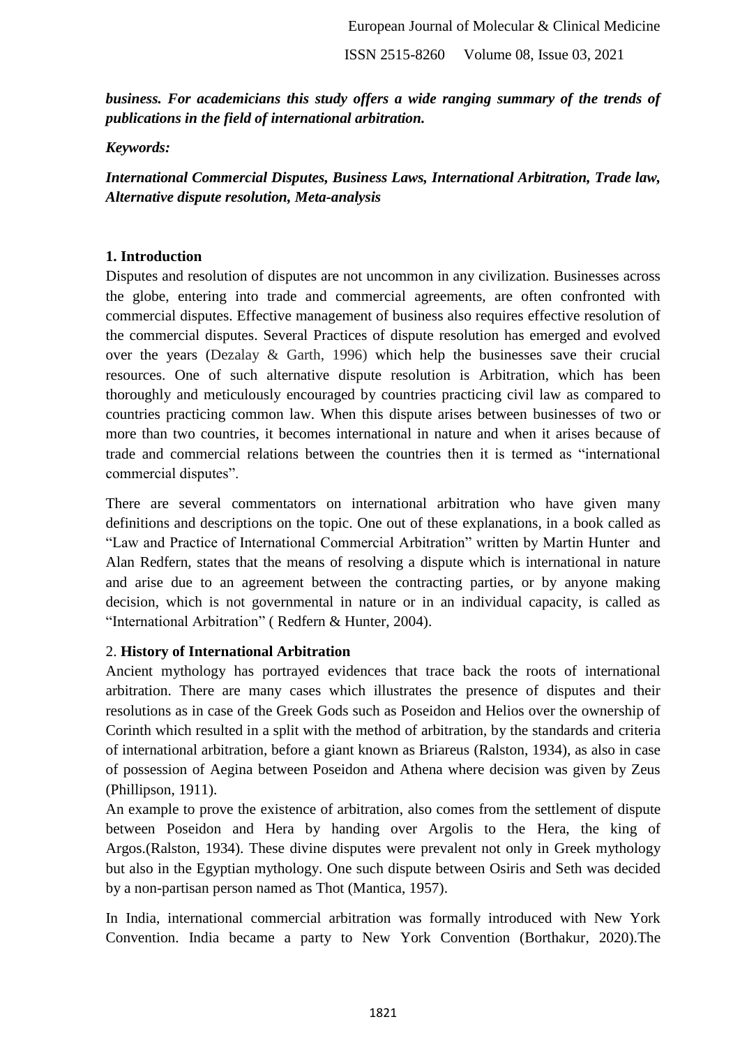***business. For academicians this study offers a wide ranging summary of the trends of publications in the field of international arbitration.***

***Keywords:***

***International Commercial Disputes, Business Laws, International Arbitration, Trade law, Alternative dispute resolution, Meta-analysis***

## 1. Introduction

Disputes and resolution of disputes are not uncommon in any civilization. Businesses across the globe, entering into trade and commercial agreements, are often confronted with commercial disputes. Effective management of business also requires effective resolution of the commercial disputes. Several Practices of dispute resolution has emerged and evolved over the years (Dezalay & Garth, 1996) which help the businesses save their crucial resources. One of such alternative dispute resolution is Arbitration, which has been thoroughly and meticulously encouraged by countries practicing civil law as compared to countries practicing common law. When this dispute arises between businesses of two or more than two countries, it becomes international in nature and when it arises because of trade and commercial relations between the countries then it is termed as "international commercial disputes".

There are several commentators on international arbitration who have given many definitions and descriptions on the topic. One out of these explanations, in a book called as "Law and Practice of International Commercial Arbitration" written by Martin Hunter and Alan Redfern, states that the means of resolving a dispute which is international in nature and arise due to an agreement between the contracting parties, or by anyone making decision, which is not governmental in nature or in an individual capacity, is called as "International Arbitration" ( Redfern & Hunter, 2004).

## 2. History of International Arbitration

Ancient mythology has portrayed evidences that trace back the roots of international arbitration. There are many cases which illustrates the presence of disputes and their resolutions as in case of the Greek Gods such as Poseidon and Helios over the ownership of Corinth which resulted in a split with the method of arbitration, by the standards and criteria of international arbitration, before a giant known as Briareus (Ralston, 1934), as also in case of possession of Aegina between Poseidon and Athena where decision was given by Zeus (Phillipson, 1911).

An example to prove the existence of arbitration, also comes from the settlement of dispute between Poseidon and Hera by handing over Argolis to the Hera, the king of Argos.(Ralston, 1934). These divine disputes were prevalent not only in Greek mythology but also in the Egyptian mythology. One such dispute between Osiris and Seth was decided by a non-partisan person named as Thot (Mantica, 1957).

In India, international commercial arbitration was formally introduced with New York Convention. India became a party to New York Convention (Borthakur, 2020).The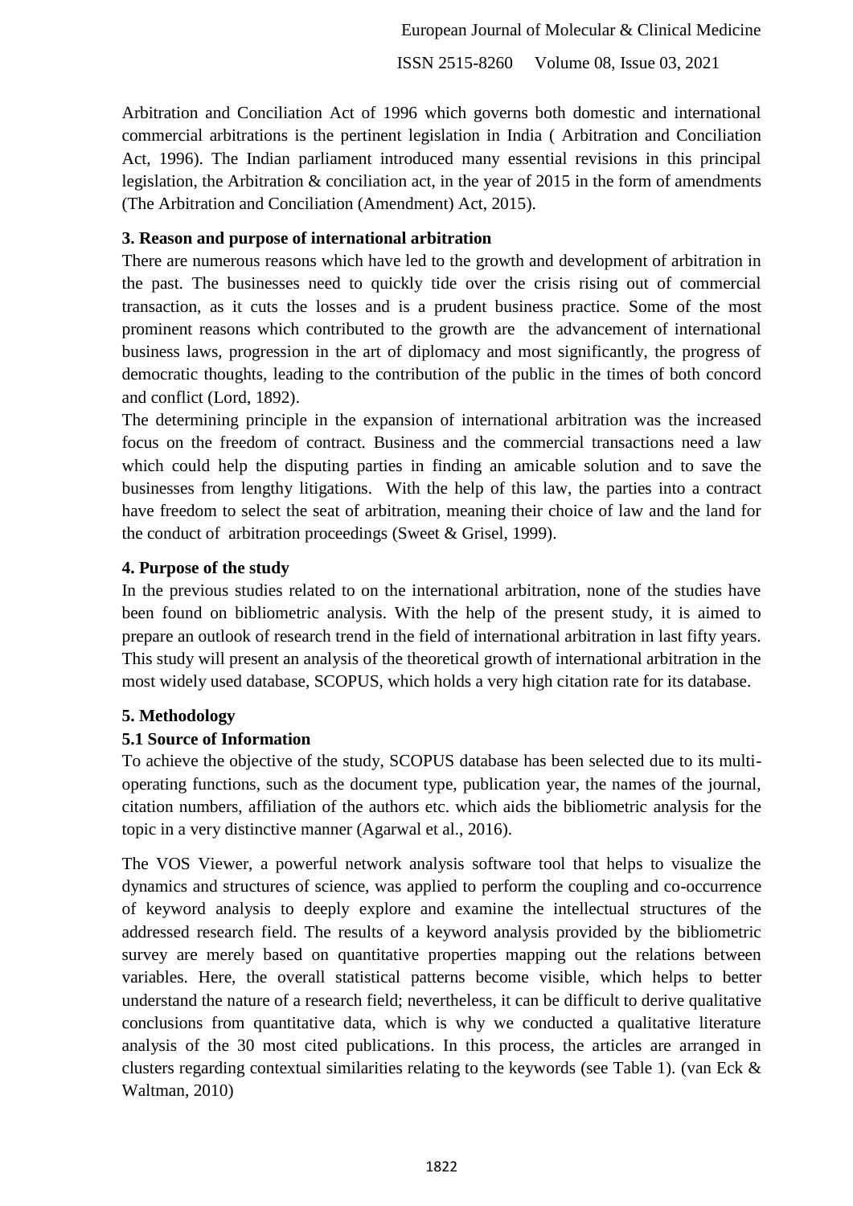Arbitration and Conciliation Act of 1996 which governs both domestic and international commercial arbitrations is the pertinent legislation in India ( Arbitration and Conciliation Act, 1996). The Indian parliament introduced many essential revisions in this principal legislation, the Arbitration & conciliation act, in the year of 2015 in the form of amendments (The Arbitration and Conciliation (Amendment) Act, 2015).

### 3. Reason and purpose of international arbitration

There are numerous reasons which have led to the growth and development of arbitration in the past. The businesses need to quickly tide over the crisis rising out of commercial transaction, as it cuts the losses and is a prudent business practice. Some of the most prominent reasons which contributed to the growth are the advancement of international business laws, progression in the art of diplomacy and most significantly, the progress of democratic thoughts, leading to the contribution of the public in the times of both concord and conflict (Lord, 1892).

The determining principle in the expansion of international arbitration was the increased focus on the freedom of contract. Business and the commercial transactions need a law which could help the disputing parties in finding an amicable solution and to save the businesses from lengthy litigations. With the help of this law, the parties into a contract have freedom to select the seat of arbitration, meaning their choice of law and the land for the conduct of arbitration proceedings (Sweet & Grisel, 1999).

### 4. Purpose of the study

In the previous studies related to on the international arbitration, none of the studies have been found on bibliometric analysis. With the help of the present study, it is aimed to prepare an outlook of research trend in the field of international arbitration in last fifty years. This study will present an analysis of the theoretical growth of international arbitration in the most widely used database, SCOPUS, which holds a very high citation rate for its database.

### 5. Methodology

#### 5.1 Source of Information

To achieve the objective of the study, SCOPUS database has been selected due to its multi-operating functions, such as the document type, publication year, the names of the journal, citation numbers, affiliation of the authors etc. which aids the bibliometric analysis for the topic in a very distinctive manner (Agarwal et al., 2016).

The VOS Viewer, a powerful network analysis software tool that helps to visualize the dynamics and structures of science, was applied to perform the coupling and co-occurrence of keyword analysis to deeply explore and examine the intellectual structures of the addressed research field. The results of a keyword analysis provided by the bibliometric survey are merely based on quantitative properties mapping out the relations between variables. Here, the overall statistical patterns become visible, which helps to better understand the nature of a research field; nevertheless, it can be difficult to derive qualitative conclusions from quantitative data, which is why we conducted a qualitative literature analysis of the 30 most cited publications. In this process, the articles are arranged in clusters regarding contextual similarities relating to the keywords (see Table 1). (van Eck & Waltman, 2010)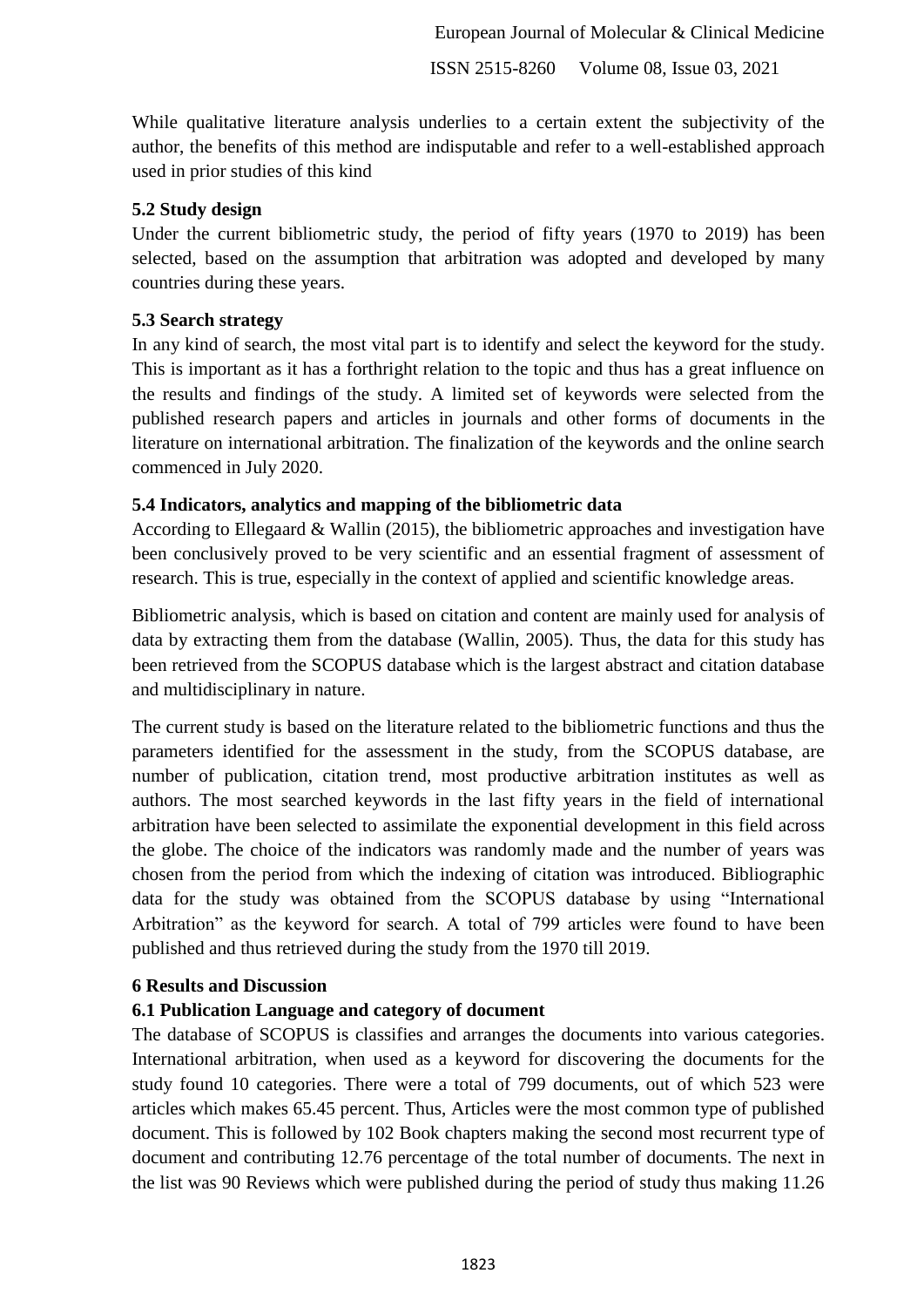While qualitative literature analysis underlies to a certain extent the subjectivity of the author, the benefits of this method are indisputable and refer to a well-established approach used in prior studies of this kind

### 5.2 Study design

Under the current bibliometric study, the period of fifty years (1970 to 2019) has been selected, based on the assumption that arbitration was adopted and developed by many countries during these years.

### 5.3 Search strategy

In any kind of search, the most vital part is to identify and select the keyword for the study. This is important as it has a forthright relation to the topic and thus has a great influence on the results and findings of the study. A limited set of keywords were selected from the published research papers and articles in journals and other forms of documents in the literature on international arbitration. The finalization of the keywords and the online search commenced in July 2020.

### 5.4 Indicators, analytics and mapping of the bibliometric data

According to Ellegaard & Wallin (2015), the bibliometric approaches and investigation have been conclusively proved to be very scientific and an essential fragment of assessment of research. This is true, especially in the context of applied and scientific knowledge areas.

Bibliometric analysis, which is based on citation and content are mainly used for analysis of data by extracting them from the database (Wallin, 2005). Thus, the data for this study has been retrieved from the SCOPUS database which is the largest abstract and citation database and multidisciplinary in nature.

The current study is based on the literature related to the bibliometric functions and thus the parameters identified for the assessment in the study, from the SCOPUS database, are number of publication, citation trend, most productive arbitration institutes as well as authors. The most searched keywords in the last fifty years in the field of international arbitration have been selected to assimilate the exponential development in this field across the globe. The choice of the indicators was randomly made and the number of years was chosen from the period from which the indexing of citation was introduced. Bibliographic data for the study was obtained from the SCOPUS database by using "International Arbitration" as the keyword for search. A total of 799 articles were found to have been published and thus retrieved during the study from the 1970 till 2019.

## 6 Results and Discussion

### 6.1 Publication Language and category of document

The database of SCOPUS is classifies and arranges the documents into various categories. International arbitration, when used as a keyword for discovering the documents for the study found 10 categories. There were a total of 799 documents, out of which 523 were articles which makes 65.45 percent. Thus, Articles were the most common type of published document. This is followed by 102 Book chapters making the second most recurrent type of document and contributing 12.76 percentage of the total number of documents. The next in the list was 90 Reviews which were published during the period of study thus making 11.26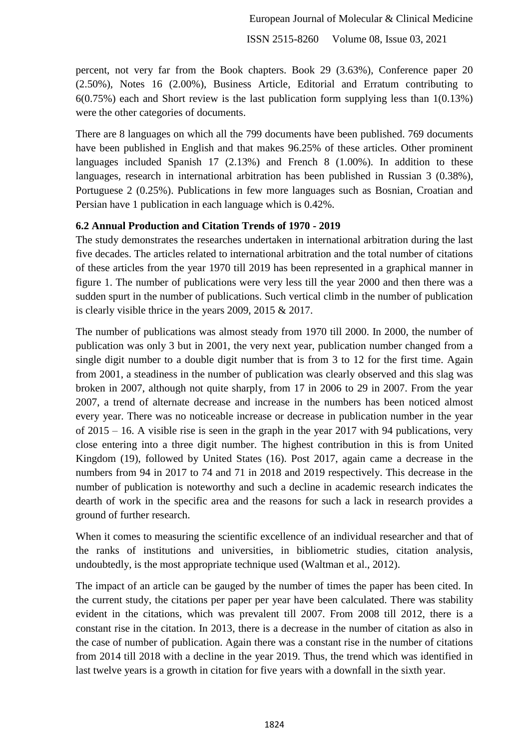percent, not very far from the Book chapters. Book 29 (3.63%), Conference paper 20 (2.50%), Notes 16 (2.00%), Business Article, Editorial and Erratum contributing to 6(0.75%) each and Short review is the last publication form supplying less than 1(0.13%) were the other categories of documents.

There are 8 languages on which all the 799 documents have been published. 769 documents have been published in English and that makes 96.25% of these articles. Other prominent languages included Spanish 17 (2.13%) and French 8 (1.00%). In addition to these languages, research in international arbitration has been published in Russian 3 (0.38%), Portuguese 2 (0.25%). Publications in few more languages such as Bosnian, Croatian and Persian have 1 publication in each language which is 0.42%.

### 6.2 Annual Production and Citation Trends of 1970 - 2019

The study demonstrates the researches undertaken in international arbitration during the last five decades. The articles related to international arbitration and the total number of citations of these articles from the year 1970 till 2019 has been represented in a graphical manner in figure 1. The number of publications were very less till the year 2000 and then there was a sudden spurt in the number of publications. Such vertical climb in the number of publication is clearly visible thrice in the years 2009, 2015 & 2017.

The number of publications was almost steady from 1970 till 2000. In 2000, the number of publication was only 3 but in 2001, the very next year, publication number changed from a single digit number to a double digit number that is from 3 to 12 for the first time. Again from 2001, a steadiness in the number of publication was clearly observed and this slag was broken in 2007, although not quite sharply, from 17 in 2006 to 29 in 2007. From the year 2007, a trend of alternate decrease and increase in the numbers has been noticed almost every year. There was no noticeable increase or decrease in publication number in the year of 2015 – 16. A visible rise is seen in the graph in the year 2017 with 94 publications, very close entering into a three digit number. The highest contribution in this is from United Kingdom (19), followed by United States (16). Post 2017, again came a decrease in the numbers from 94 in 2017 to 74 and 71 in 2018 and 2019 respectively. This decrease in the number of publication is noteworthy and such a decline in academic research indicates the dearth of work in the specific area and the reasons for such a lack in research provides a ground of further research.

When it comes to measuring the scientific excellence of an individual researcher and that of the ranks of institutions and universities, in bibliometric studies, citation analysis, undoubtedly, is the most appropriate technique used (Waltman et al., 2012).

The impact of an article can be gauged by the number of times the paper has been cited. In the current study, the citations per paper per year have been calculated. There was stability evident in the citations, which was prevalent till 2007. From 2008 till 2012, there is a constant rise in the citation. In 2013, there is a decrease in the number of citation as also in the case of number of publication. Again there was a constant rise in the number of citations from 2014 till 2018 with a decline in the year 2019. Thus, the trend which was identified in last twelve years is a growth in citation for five years with a downfall in the sixth year.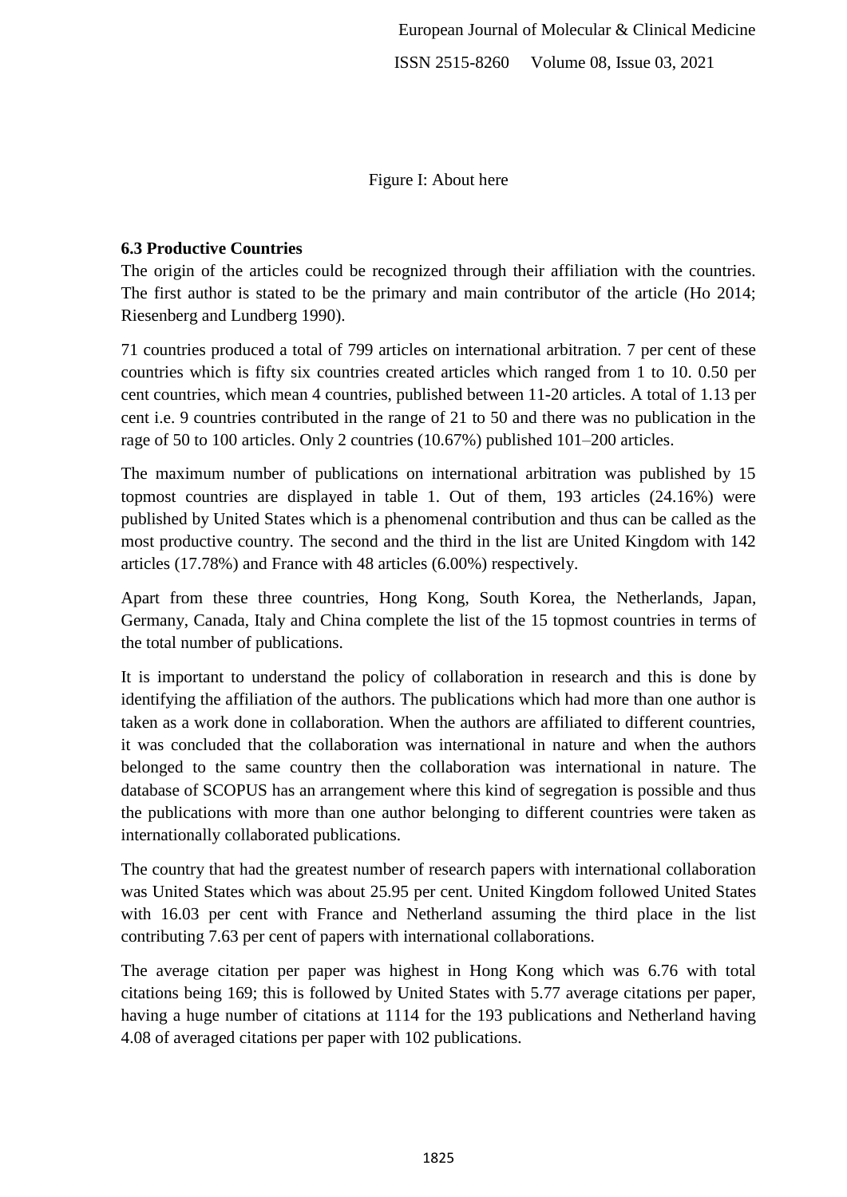Figure I: About here

### 6.3 Productive Countries

The origin of the articles could be recognized through their affiliation with the countries. The first author is stated to be the primary and main contributor of the article (Ho 2014; Riesenberg and Lundberg 1990).

71 countries produced a total of 799 articles on international arbitration. 7 per cent of these countries which is fifty six countries created articles which ranged from 1 to 10. 0.50 per cent countries, which mean 4 countries, published between 11-20 articles. A total of 1.13 per cent i.e. 9 countries contributed in the range of 21 to 50 and there was no publication in the rage of 50 to 100 articles. Only 2 countries (10.67%) published 101–200 articles.

The maximum number of publications on international arbitration was published by 15 topmost countries are displayed in table 1. Out of them, 193 articles (24.16%) were published by United States which is a phenomenal contribution and thus can be called as the most productive country. The second and the third in the list are United Kingdom with 142 articles (17.78%) and France with 48 articles (6.00%) respectively.

Apart from these three countries, Hong Kong, South Korea, the Netherlands, Japan, Germany, Canada, Italy and China complete the list of the 15 topmost countries in terms of the total number of publications.

It is important to understand the policy of collaboration in research and this is done by identifying the affiliation of the authors. The publications which had more than one author is taken as a work done in collaboration. When the authors are affiliated to different countries, it was concluded that the collaboration was international in nature and when the authors belonged to the same country then the collaboration was international in nature. The database of SCOPUS has an arrangement where this kind of segregation is possible and thus the publications with more than one author belonging to different countries were taken as internationally collaborated publications.

The country that had the greatest number of research papers with international collaboration was United States which was about 25.95 per cent. United Kingdom followed United States with 16.03 per cent with France and Netherland assuming the third place in the list contributing 7.63 per cent of papers with international collaborations.

The average citation per paper was highest in Hong Kong which was 6.76 with total citations being 169; this is followed by United States with 5.77 average citations per paper, having a huge number of citations at 1114 for the 193 publications and Netherland having 4.08 of averaged citations per paper with 102 publications.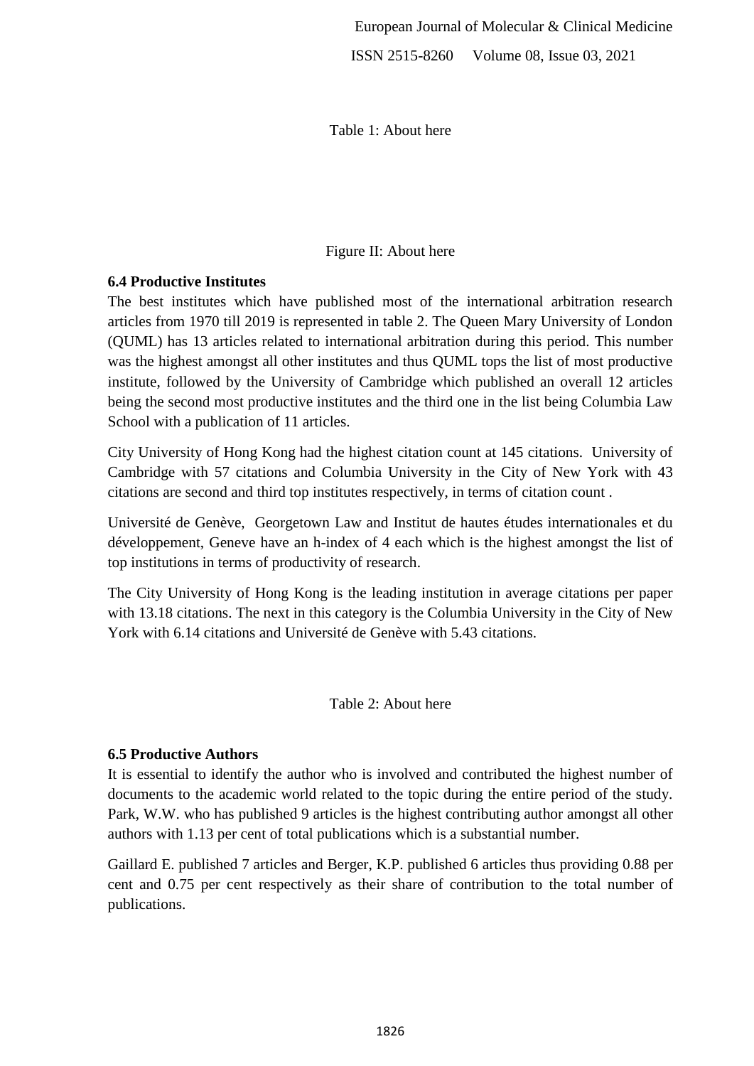Table 1: About here

Figure II: About here

### 6.4 Productive Institutes

The best institutes which have published most of the international arbitration research articles from 1970 till 2019 is represented in table 2. The Queen Mary University of London (QUML) has 13 articles related to international arbitration during this period. This number was the highest amongst all other institutes and thus QUML tops the list of most productive institute, followed by the University of Cambridge which published an overall 12 articles being the second most productive institutes and the third one in the list being Columbia Law School with a publication of 11 articles.

City University of Hong Kong had the highest citation count at 145 citations. University of Cambridge with 57 citations and Columbia University in the City of New York with 43 citations are second and third top institutes respectively, in terms of citation count .

Université de Genève, Georgetown Law and Institut de hautes études internationales et du développement, Geneve have an h-index of 4 each which is the highest amongst the list of top institutions in terms of productivity of research.

The City University of Hong Kong is the leading institution in average citations per paper with 13.18 citations. The next in this category is the Columbia University in the City of New York with 6.14 citations and Université de Genève with 5.43 citations.

Table 2: About here

### 6.5 Productive Authors

It is essential to identify the author who is involved and contributed the highest number of documents to the academic world related to the topic during the entire period of the study. Park, W.W. who has published 9 articles is the highest contributing author amongst all other authors with 1.13 per cent of total publications which is a substantial number.

Gaillard E. published 7 articles and Berger, K.P. published 6 articles thus providing 0.88 per cent and 0.75 per cent respectively as their share of contribution to the total number of publications.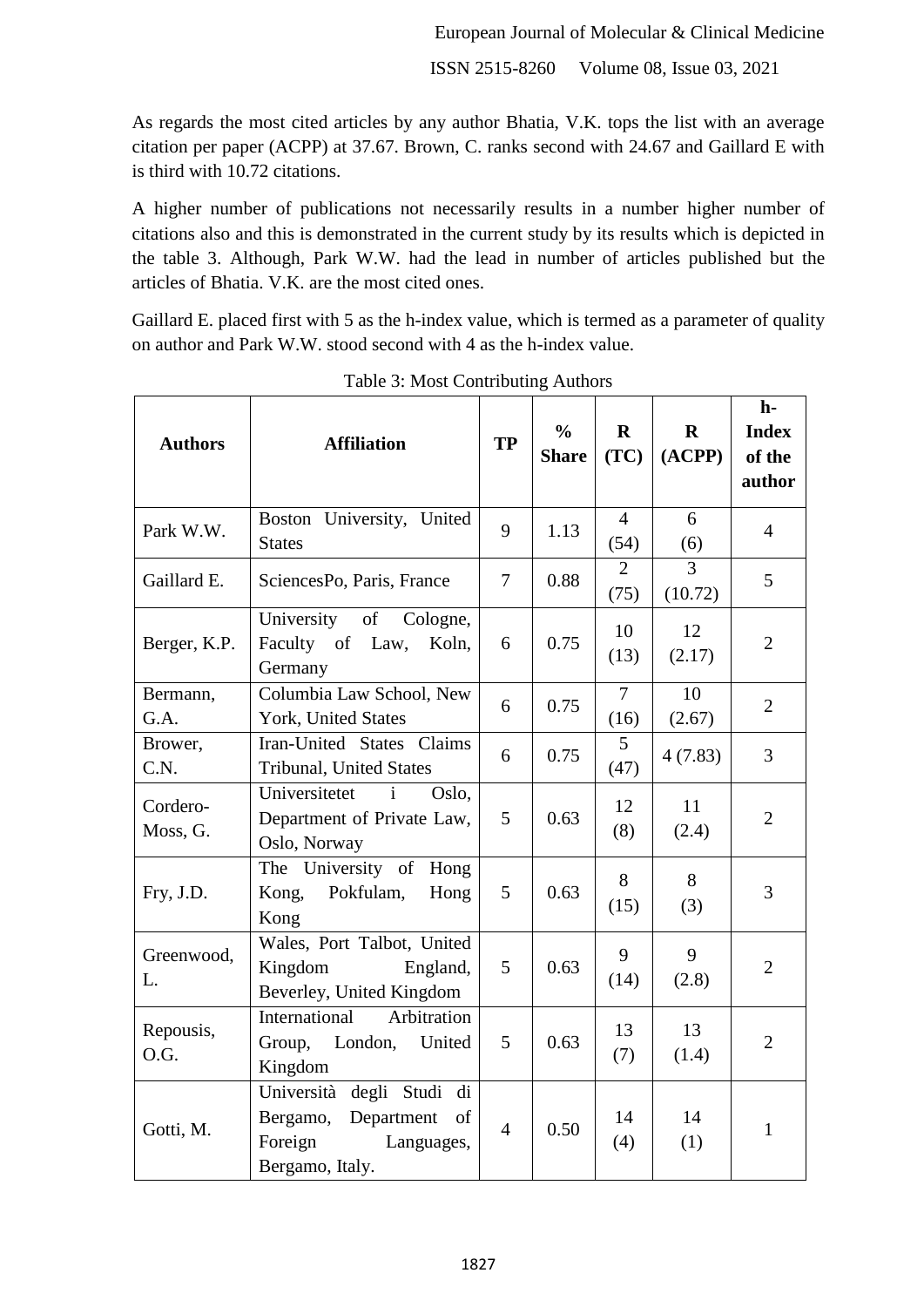As regards the most cited articles by any author Bhatia, V.K. tops the list with an average citation per paper (ACPP) at 37.67. Brown, C. ranks second with 24.67 and Gaillard E with is third with 10.72 citations.

A higher number of publications not necessarily results in a number higher number of citations also and this is demonstrated in the current study by its results which is depicted in the table 3. Although, Park W.W. had the lead in number of articles published but the articles of Bhatia. V.K. are the most cited ones.

Gaillard E. placed first with 5 as the h-index value, which is termed as a parameter of quality on author and Park W.W. stood second with 4 as the h-index value.

Table 3: Most Contributing Authors

| **Authors** | **Affiliation** | **TP** | **% Share** | **R (TC)** | **R (ACPP)** | **h-Index of the author** |
|---|---|---|---|---|---|---|
| Park W.W. | Boston University, United States | 9 | 1.13 | 4 (54) | 6 (6) | 4 |
| Gaillard E. | SciencesPo, Paris, France | 7 | 0.88 | 2 (75) | 3 (10.72) | 5 |
| Berger, K.P. | University of Cologne, Faculty of Law, Koln, Germany | 6 | 0.75 | 10 (13) | 12 (2.17) | 2 |
| Bermann, G.A. | Columbia Law School, New York, United States | 6 | 0.75 | 7 (16) | 10 (2.67) | 2 |
| Brower, C.N. | Iran-United States Claims Tribunal, United States | 6 | 0.75 | 5 (47) | 4 (7.83) | 3 |
| Cordero-Moss, G. | Universitetet i Oslo, Department of Private Law, Oslo, Norway | 5 | 0.63 | 12 (8) | 11 (2.4) | 2 |
| Fry, J.D. | The University of Hong Kong, Pokfulam, Hong Kong | 5 | 0.63 | 8 (15) | 8 (3) | 3 |
| Greenwood, L. | Wales, Port Talbot, United Kingdom England, Beverley, United Kingdom | 5 | 0.63 | 9 (14) | 9 (2.8) | 2 |
| Repousis, O.G. | International Arbitration Group, London, United Kingdom | 5 | 0.63 | 13 (7) | 13 (1.4) | 2 |
| Gotti, M. | Università degli Studi di Bergamo, Department of Foreign Languages, Bergamo, Italy. | 4 | 0.50 | 14 (4) | 14 (1) | 1 |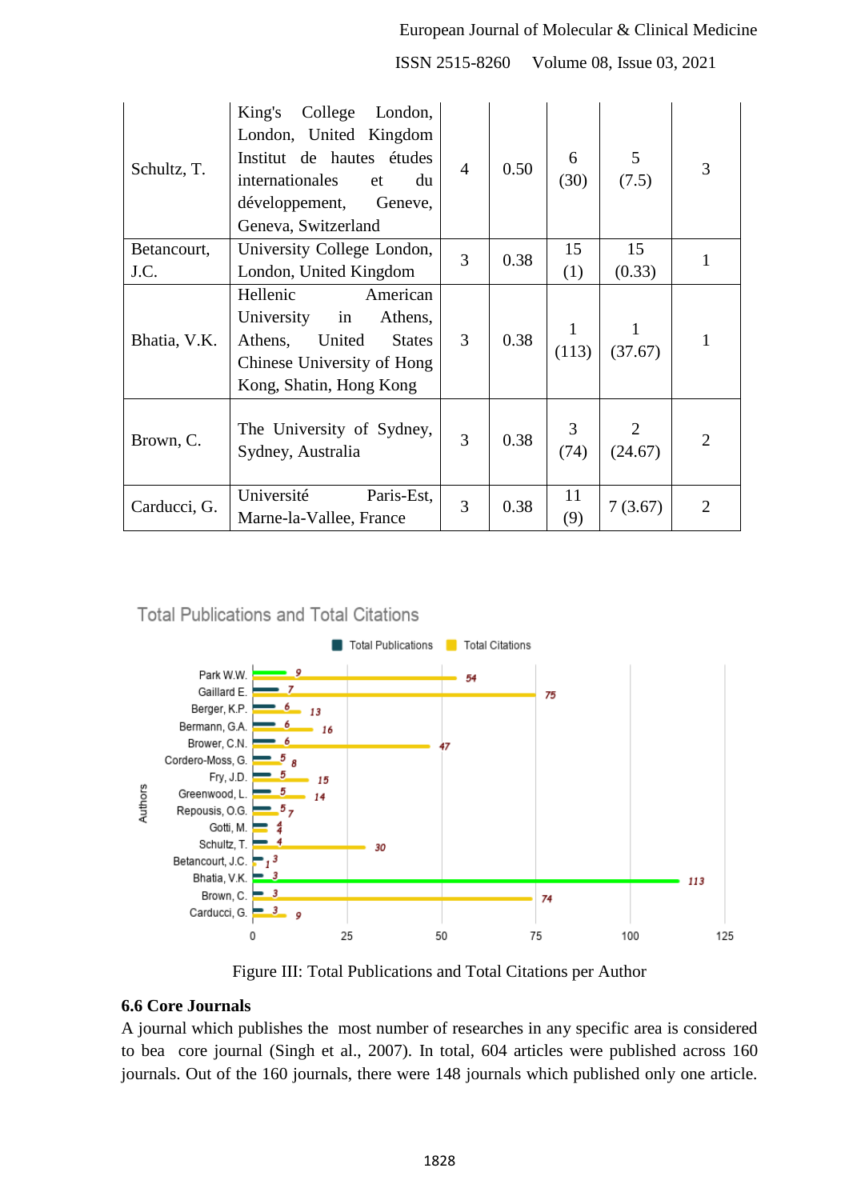| | | | | | | |
|---|---|---|---|---|---|---|
| Schultz, T. | King's College London, London, United Kingdom Institut de hautes études internationales et du développement, Geneve, Geneva, Switzerland | 4 | 0.50 | 6 (30) | 5 (7.5) | 3 |
| Betancourt, J.C. | University College London, London, United Kingdom | 3 | 0.38 | 15 (1) | 15 (0.33) | 1 |
| Bhatia, V.K. | Hellenic American University in Athens, Athens, United States Chinese University of Hong Kong, Shatin, Hong Kong | 3 | 0.38 | 1 (113) | 1 (37.67) | 1 |
| Brown, C. | The University of Sydney, Sydney, Australia | 3 | 0.38 | 3 (74) | 2 (24.67) | 2 |
| Carducci, G. | Université Paris-Est, Marne-la-Vallee, France | 3 | 0.38 | 11 (9) | 7 (3.67) | 2 |

Figure III: Total Publications and Total Citations per Author

### 6.6 Core Journals

A journal which publishes the most number of researches in any specific area is considered to bea core journal (Singh et al., 2007). In total, 604 articles were published across 160 journals. Out of the 160 journals, there were 148 journals which published only one article.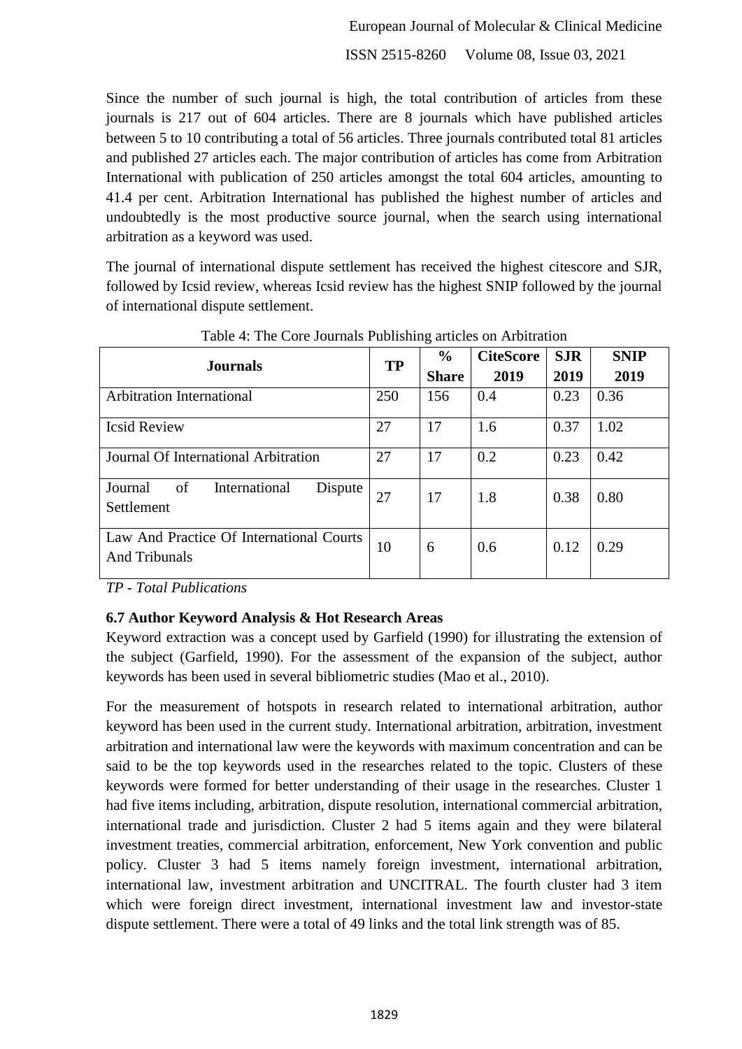Since the number of such journal is high, the total contribution of articles from these journals is 217 out of 604 articles. There are 8 journals which have published articles between 5 to 10 contributing a total of 56 articles. Three journals contributed total 81 articles and published 27 articles each. The major contribution of articles has come from Arbitration International with publication of 250 articles amongst the total 604 articles, amounting to 41.4 per cent. Arbitration International has published the highest number of articles and undoubtedly is the most productive source journal, when the search using international arbitration as a keyword was used.

The journal of international dispute settlement has received the highest citescore and SJR, followed by Icsid review, whereas Icsid review has the highest SNIP followed by the journal of international dispute settlement.

Table 4: The Core Journals Publishing articles on Arbitration

| Journals | TP | % Share | CiteScore 2019 | SJR 2019 | SNIP 2019 |
|---|---|---|---|---|---|
| Arbitration International | 250 | 156 | 0.4 | 0.23 | 0.36 |
| Icsid Review | 27 | 17 | 1.6 | 0.37 | 1.02 |
| Journal Of International Arbitration | 27 | 17 | 0.2 | 0.23 | 0.42 |
| Journal of International Dispute Settlement | 27 | 17 | 1.8 | 0.38 | 0.80 |
| Law And Practice Of International Courts And Tribunals | 10 | 6 | 0.6 | 0.12 | 0.29 |

*TP - Total Publications*

### 6.7 Author Keyword Analysis & Hot Research Areas

Keyword extraction was a concept used by Garfield (1990) for illustrating the extension of the subject (Garfield, 1990). For the assessment of the expansion of the subject, author keywords has been used in several bibliometric studies (Mao et al., 2010).

For the measurement of hotspots in research related to international arbitration, author keyword has been used in the current study. International arbitration, arbitration, investment arbitration and international law were the keywords with maximum concentration and can be said to be the top keywords used in the researches related to the topic. Clusters of these keywords were formed for better understanding of their usage in the researches. Cluster 1 had five items including, arbitration, dispute resolution, international commercial arbitration, international trade and jurisdiction. Cluster 2 had 5 items again and they were bilateral investment treaties, commercial arbitration, enforcement, New York convention and public policy. Cluster 3 had 5 items namely foreign investment, international arbitration, international law, investment arbitration and UNCITRAL. The fourth cluster had 3 item which were foreign direct investment, international investment law and investor-state dispute settlement. There were a total of 49 links and the total link strength was of 85.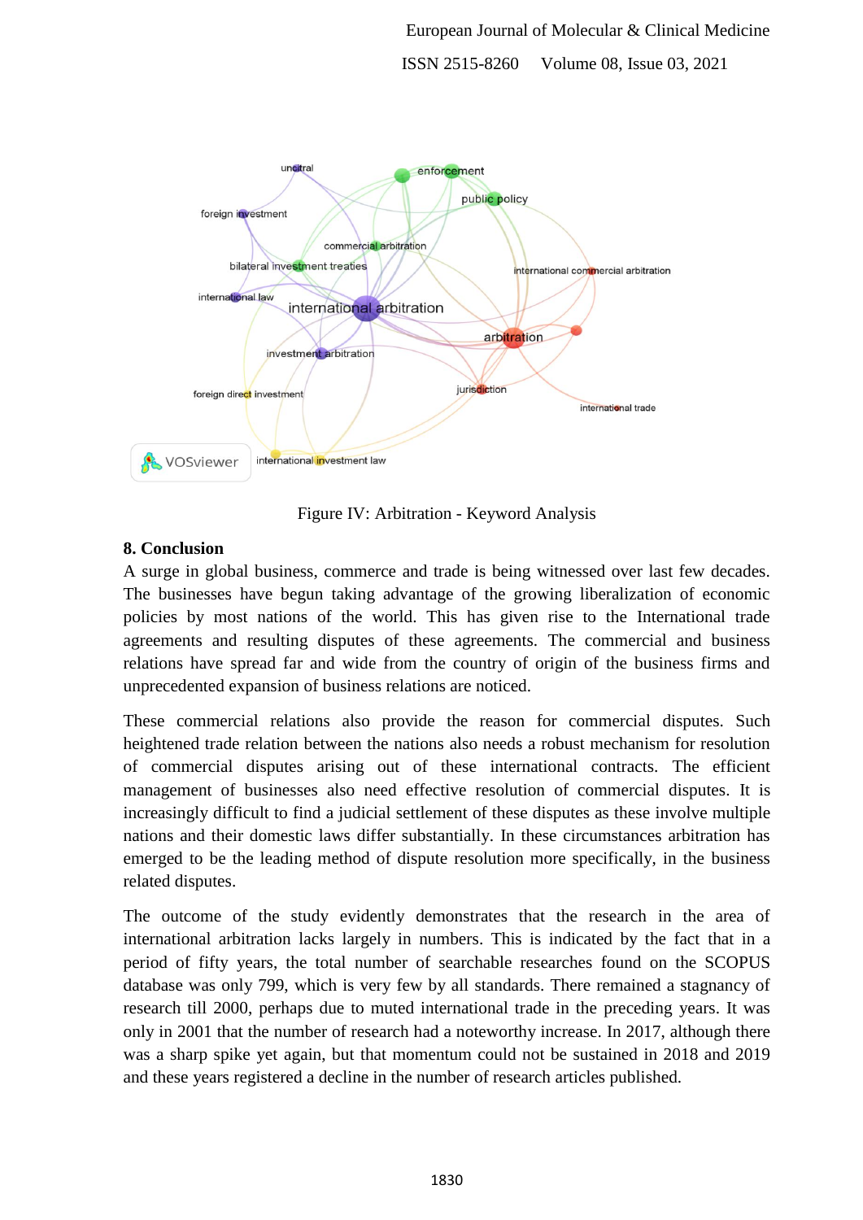Figure IV: Arbitration - Keyword Analysis

## 8. Conclusion

A surge in global business, commerce and trade is being witnessed over last few decades. The businesses have begun taking advantage of the growing liberalization of economic policies by most nations of the world. This has given rise to the International trade agreements and resulting disputes of these agreements. The commercial and business relations have spread far and wide from the country of origin of the business firms and unprecedented expansion of business relations are noticed.

These commercial relations also provide the reason for commercial disputes. Such heightened trade relation between the nations also needs a robust mechanism for resolution of commercial disputes arising out of these international contracts. The efficient management of businesses also need effective resolution of commercial disputes. It is increasingly difficult to find a judicial settlement of these disputes as these involve multiple nations and their domestic laws differ substantially. In these circumstances arbitration has emerged to be the leading method of dispute resolution more specifically, in the business related disputes.

The outcome of the study evidently demonstrates that the research in the area of international arbitration lacks largely in numbers. This is indicated by the fact that in a period of fifty years, the total number of searchable researches found on the SCOPUS database was only 799, which is very few by all standards. There remained a stagnancy of research till 2000, perhaps due to muted international trade in the preceding years. It was only in 2001 that the number of research had a noteworthy increase. In 2017, although there was a sharp spike yet again, but that momentum could not be sustained in 2018 and 2019 and these years registered a decline in the number of research articles published.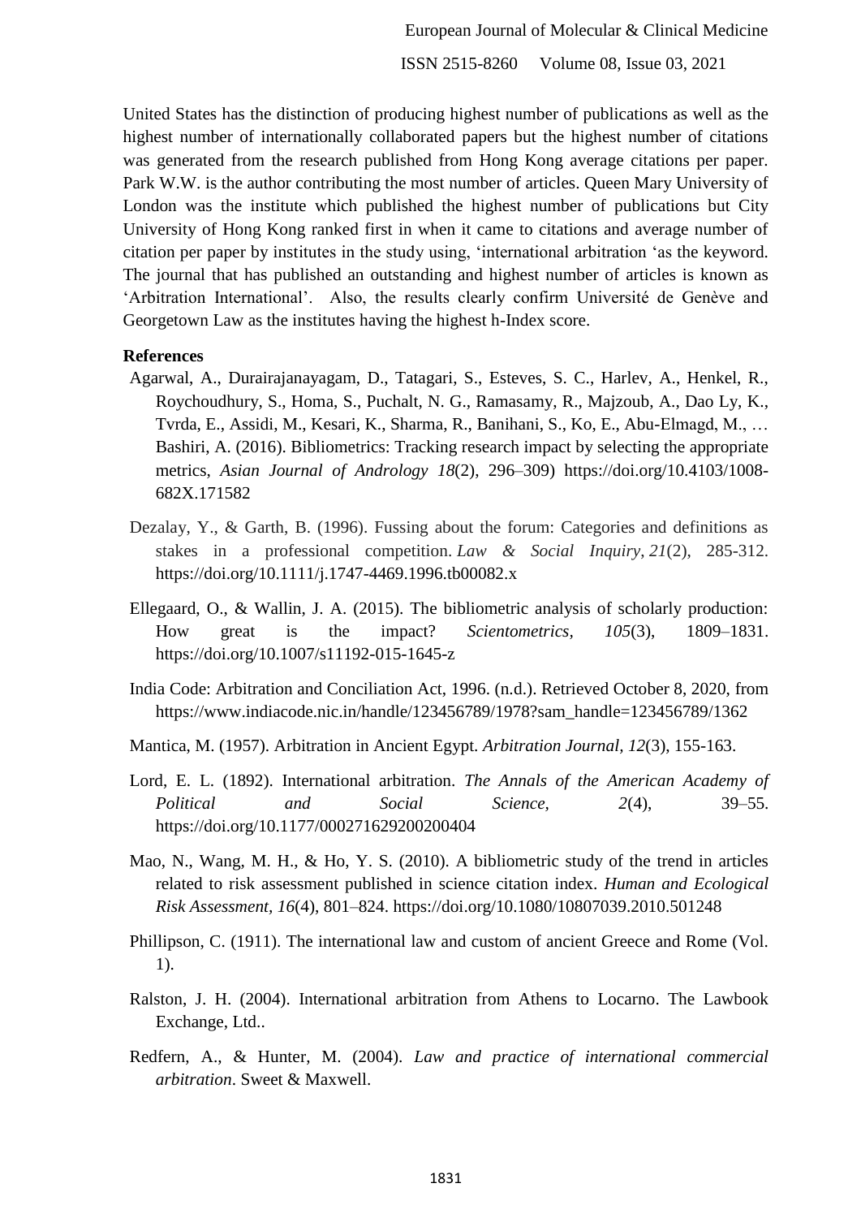United States has the distinction of producing highest number of publications as well as the highest number of internationally collaborated papers but the highest number of citations was generated from the research published from Hong Kong average citations per paper. Park W.W. is the author contributing the most number of articles. Queen Mary University of London was the institute which published the highest number of publications but City University of Hong Kong ranked first in when it came to citations and average number of citation per paper by institutes in the study using, 'international arbitration 'as the keyword. The journal that has published an outstanding and highest number of articles is known as 'Arbitration International'. Also, the results clearly confirm Université de Genève and Georgetown Law as the institutes having the highest h-Index score.

**References**

Agarwal, A., Durairajanayagam, D., Tatagari, S., Esteves, S. C., Harlev, A., Henkel, R., Roychoudhury, S., Homa, S., Puchalt, N. G., Ramasamy, R., Majzoub, A., Dao Ly, K., Tvrda, E., Assidi, M., Kesari, K., Sharma, R., Banihani, S., Ko, E., Abu-Elmagd, M., … Bashiri, A. (2016). Bibliometrics: Tracking research impact by selecting the appropriate metrics, *Asian Journal of Andrology 18*(2), 296–309) https://doi.org/10.4103/1008-682X.171582

Dezalay, Y., & Garth, B. (1996). Fussing about the forum: Categories and definitions as stakes in a professional competition. *Law & Social Inquiry*, *21*(2), 285-312. https://doi.org/10.1111/j.1747-4469.1996.tb00082.x

Ellegaard, O., & Wallin, J. A. (2015). The bibliometric analysis of scholarly production: How great is the impact? *Scientometrics*, *105*(3), 1809–1831. https://doi.org/10.1007/s11192-015-1645-z

India Code: Arbitration and Conciliation Act, 1996. (n.d.). Retrieved October 8, 2020, from https://www.indiacode.nic.in/handle/123456789/1978?sam_handle=123456789/1362

Mantica, M. (1957). Arbitration in Ancient Egypt. *Arbitration Journal*, *12*(3), 155-163.

Lord, E. L. (1892). International arbitration. *The Annals of the American Academy of Political and Social Science*, *2*(4), 39–55. https://doi.org/10.1177/000271629200200404

Mao, N., Wang, M. H., & Ho, Y. S. (2010). A bibliometric study of the trend in articles related to risk assessment published in science citation index. *Human and Ecological Risk Assessment*, *16*(4), 801–824. https://doi.org/10.1080/10807039.2010.501248

Phillipson, C. (1911). The international law and custom of ancient Greece and Rome (Vol. 1).

Ralston, J. H. (2004). International arbitration from Athens to Locarno. The Lawbook Exchange, Ltd..

Redfern, A., & Hunter, M. (2004). *Law and practice of international commercial arbitration*. Sweet & Maxwell.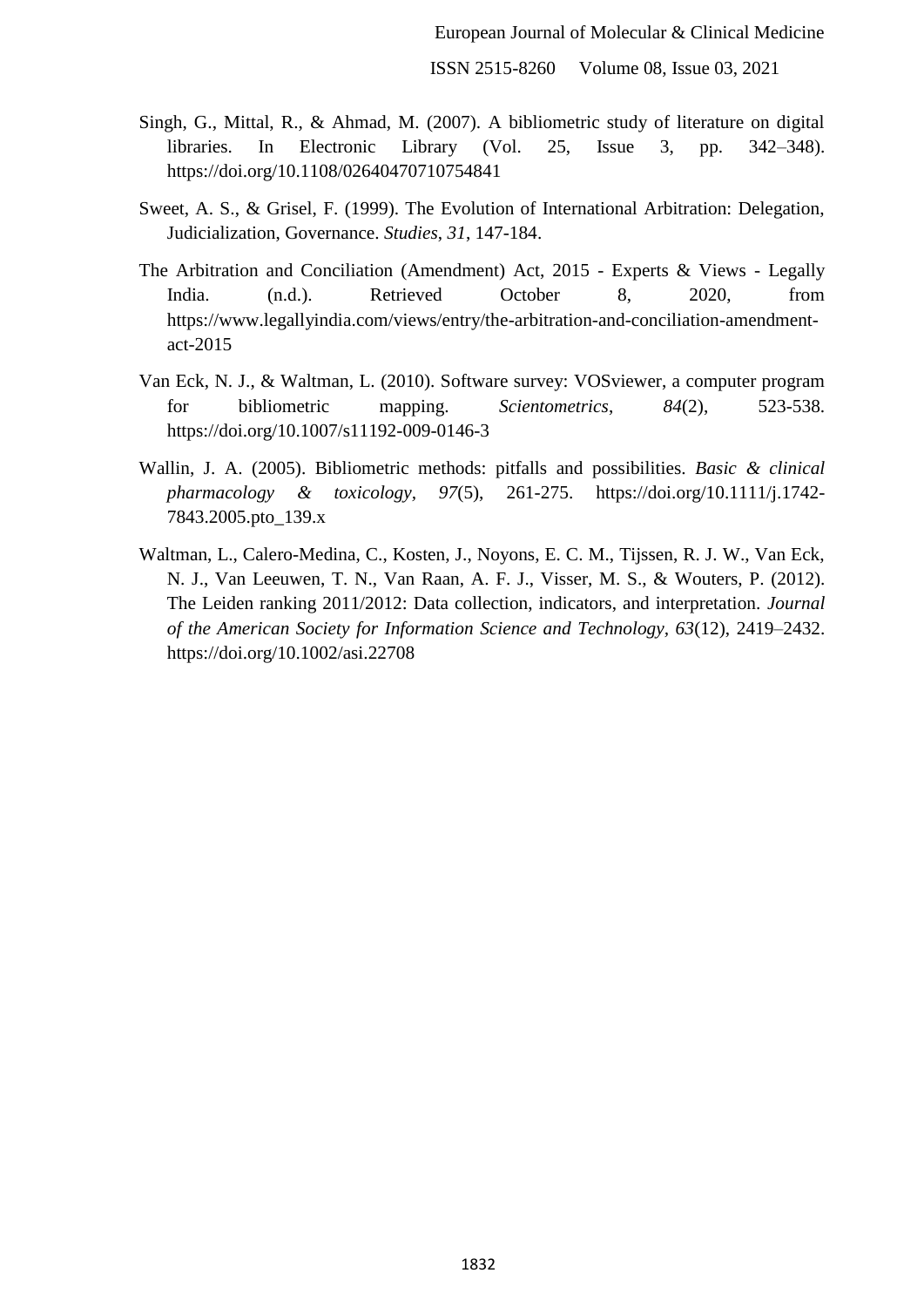Singh, G., Mittal, R., & Ahmad, M. (2007). A bibliometric study of literature on digital libraries. In Electronic Library (Vol. 25, Issue 3, pp. 342–348). https://doi.org/10.1108/02640470710754841

Sweet, A. S., & Grisel, F. (1999). The Evolution of International Arbitration: Delegation, Judicialization, Governance. *Studies*, *31*, 147-184.

The Arbitration and Conciliation (Amendment) Act, 2015 - Experts & Views - Legally India. (n.d.). Retrieved October 8, 2020, from https://www.legallyindia.com/views/entry/the-arbitration-and-conciliation-amendment-act-2015

Van Eck, N. J., & Waltman, L. (2010). Software survey: VOSviewer, a computer program for bibliometric mapping. *Scientometrics*, *84*(2), 523-538. https://doi.org/10.1007/s11192-009-0146-3

Wallin, J. A. (2005). Bibliometric methods: pitfalls and possibilities. *Basic & clinical pharmacology & toxicology*, *97*(5), 261-275. https://doi.org/10.1111/j.1742-7843.2005.pto_139.x

Waltman, L., Calero-Medina, C., Kosten, J., Noyons, E. C. M., Tijssen, R. J. W., Van Eck, N. J., Van Leeuwen, T. N., Van Raan, A. F. J., Visser, M. S., & Wouters, P. (2012). The Leiden ranking 2011/2012: Data collection, indicators, and interpretation. *Journal of the American Society for Information Science and Technology*, *63*(12), 2419–2432. https://doi.org/10.1002/asi.22708